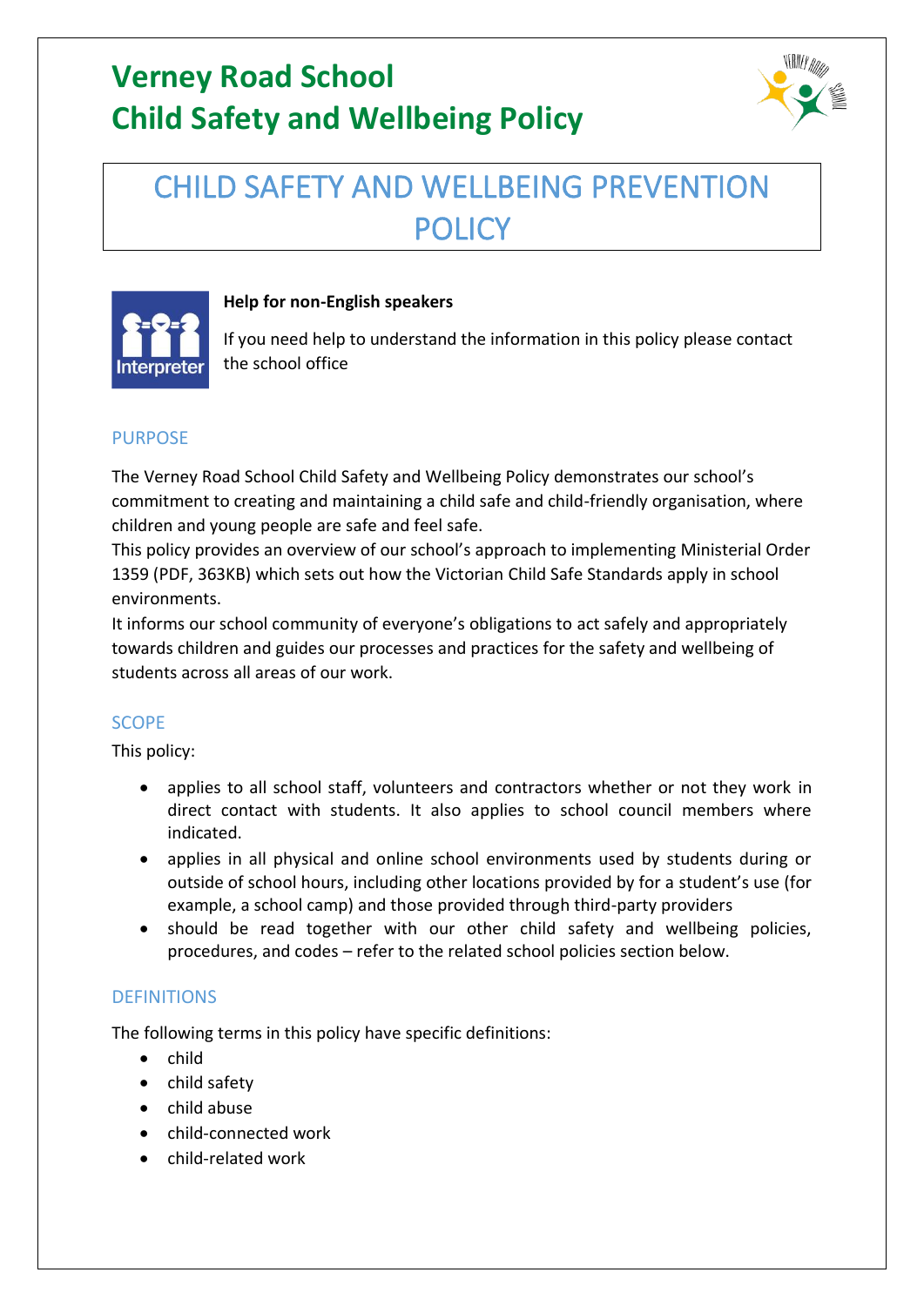# Verney Road School
# Child Safety and Wellbeing Policy

## CHILD SAFETY AND WELLBEING PREVENTION POLICY

**Help for non-English speakers**

If you need help to understand the information in this policy please contact the school office

### PURPOSE

The Verney Road School Child Safety and Wellbeing Policy demonstrates our school's commitment to creating and maintaining a child safe and child-friendly organisation, where children and young people are safe and feel safe.

This policy provides an overview of our school's approach to implementing Ministerial Order 1359 (PDF, 363KB) which sets out how the Victorian Child Safe Standards apply in school environments.

It informs our school community of everyone's obligations to act safely and appropriately towards children and guides our processes and practices for the safety and wellbeing of students across all areas of our work.

### SCOPE

This policy:

- applies to all school staff, volunteers and contractors whether or not they work in direct contact with students. It also applies to school council members where indicated.
- applies in all physical and online school environments used by students during or outside of school hours, including other locations provided by for a student's use (for example, a school camp) and those provided through third-party providers
- should be read together with our other child safety and wellbeing policies, procedures, and codes – refer to the related school policies section below.

### DEFINITIONS

The following terms in this policy have specific definitions:

- child
- child safety
- child abuse
- child-connected work
- child-related work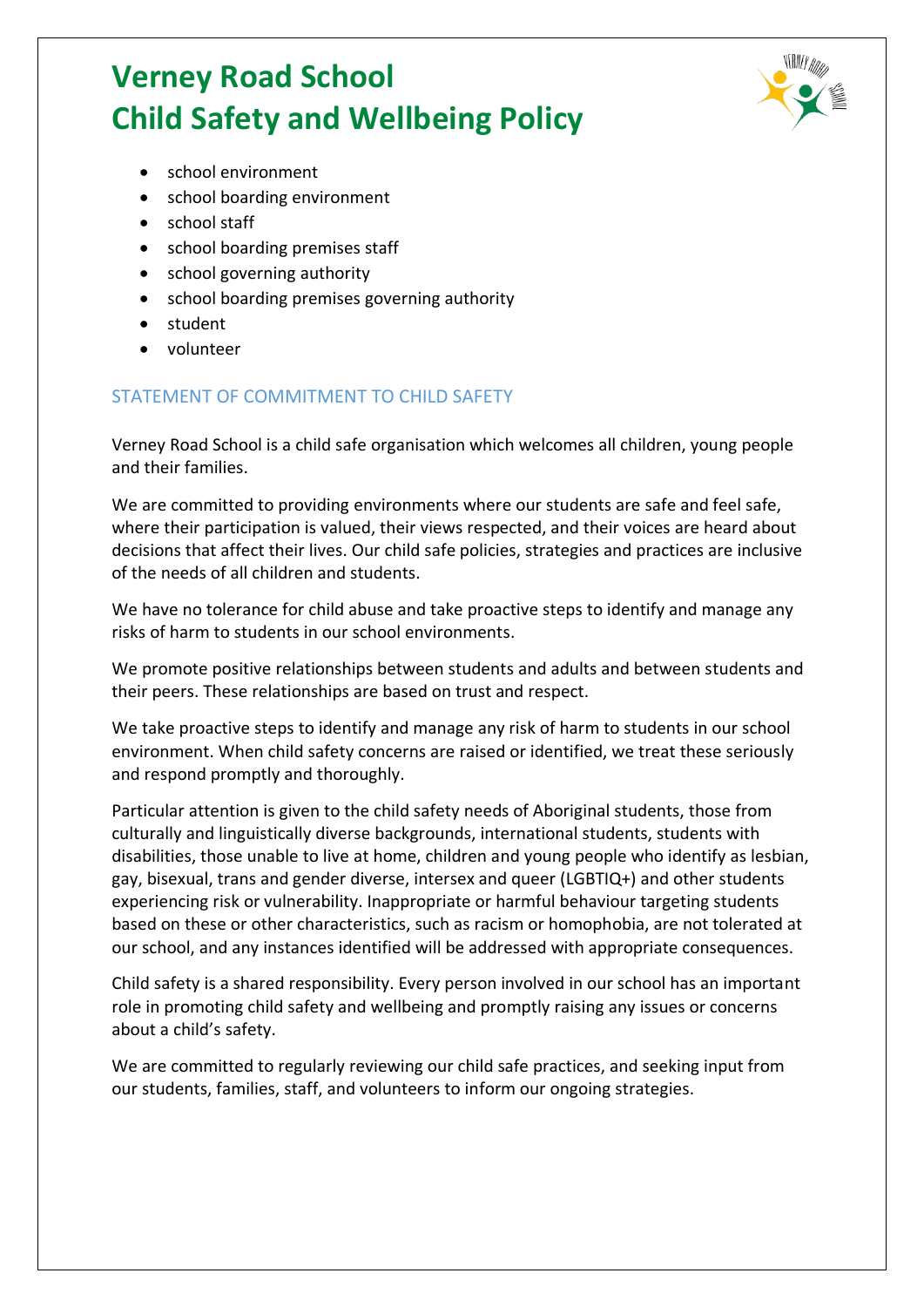- school environment
- school boarding environment
- school staff
- school boarding premises staff
- school governing authority
- school boarding premises governing authority
- student
- volunteer

## STATEMENT OF COMMITMENT TO CHILD SAFETY

Verney Road School is a child safe organisation which welcomes all children, young people and their families.

We are committed to providing environments where our students are safe and feel safe, where their participation is valued, their views respected, and their voices are heard about decisions that affect their lives. Our child safe policies, strategies and practices are inclusive of the needs of all children and students.

We have no tolerance for child abuse and take proactive steps to identify and manage any risks of harm to students in our school environments.

We promote positive relationships between students and adults and between students and their peers. These relationships are based on trust and respect.

We take proactive steps to identify and manage any risk of harm to students in our school environment. When child safety concerns are raised or identified, we treat these seriously and respond promptly and thoroughly.

Particular attention is given to the child safety needs of Aboriginal students, those from culturally and linguistically diverse backgrounds, international students, students with disabilities, those unable to live at home, children and young people who identify as lesbian, gay, bisexual, trans and gender diverse, intersex and queer (LGBTIQ+) and other students experiencing risk or vulnerability. Inappropriate or harmful behaviour targeting students based on these or other characteristics, such as racism or homophobia, are not tolerated at our school, and any instances identified will be addressed with appropriate consequences.

Child safety is a shared responsibility. Every person involved in our school has an important role in promoting child safety and wellbeing and promptly raising any issues or concerns about a child's safety.

We are committed to regularly reviewing our child safe practices, and seeking input from our students, families, staff, and volunteers to inform our ongoing strategies.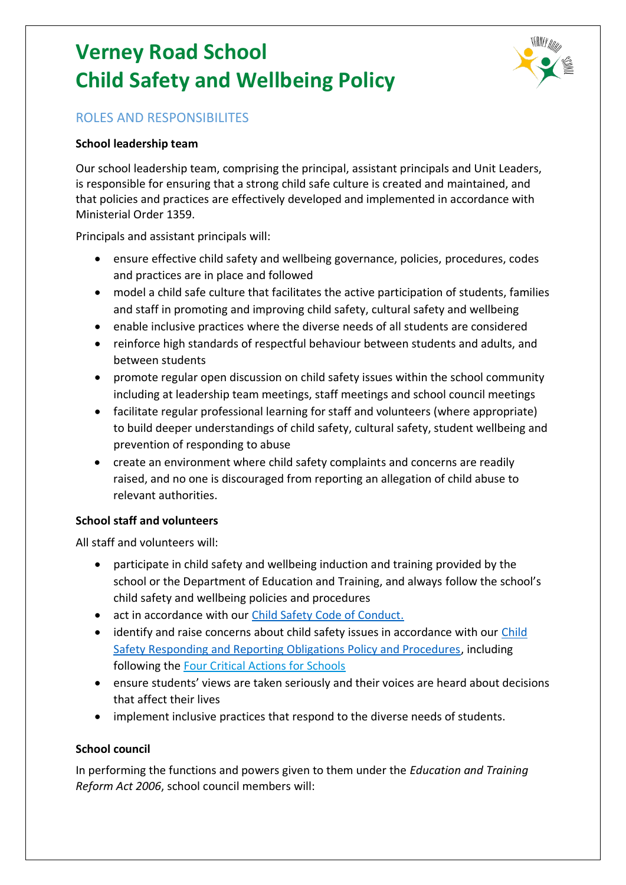# Verney Road School
# Child Safety and Wellbeing Policy

## ROLES AND RESPONSIBILITES

**School leadership team**

Our school leadership team, comprising the principal, assistant principals and Unit Leaders, is responsible for ensuring that a strong child safe culture is created and maintained, and that policies and practices are effectively developed and implemented in accordance with Ministerial Order 1359.

Principals and assistant principals will:

- ensure effective child safety and wellbeing governance, policies, procedures, codes and practices are in place and followed
- model a child safe culture that facilitates the active participation of students, families and staff in promoting and improving child safety, cultural safety and wellbeing
- enable inclusive practices where the diverse needs of all students are considered
- reinforce high standards of respectful behaviour between students and adults, and between students
- promote regular open discussion on child safety issues within the school community including at leadership team meetings, staff meetings and school council meetings
- facilitate regular professional learning for staff and volunteers (where appropriate) to build deeper understandings of child safety, cultural safety, student wellbeing and prevention of responding to abuse
- create an environment where child safety complaints and concerns are readily raised, and no one is discouraged from reporting an allegation of child abuse to relevant authorities.

**School staff and volunteers**

All staff and volunteers will:

- participate in child safety and wellbeing induction and training provided by the school or the Department of Education and Training, and always follow the school's child safety and wellbeing policies and procedures
- act in accordance with our Child Safety Code of Conduct.
- identify and raise concerns about child safety issues in accordance with our Child Safety Responding and Reporting Obligations Policy and Procedures, including following the Four Critical Actions for Schools
- ensure students' views are taken seriously and their voices are heard about decisions that affect their lives
- implement inclusive practices that respond to the diverse needs of students.

**School council**

In performing the functions and powers given to them under the *Education and Training Reform Act 2006*, school council members will: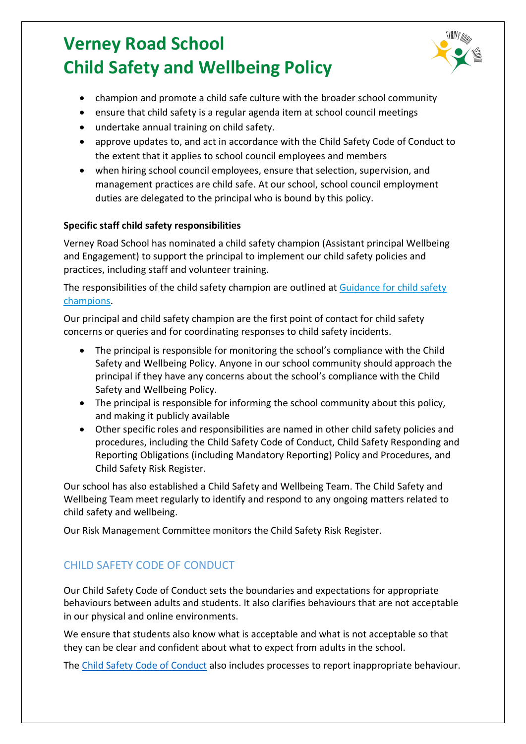- champion and promote a child safe culture with the broader school community
- ensure that child safety is a regular agenda item at school council meetings
- undertake annual training on child safety.
- approve updates to, and act in accordance with the Child Safety Code of Conduct to the extent that it applies to school council employees and members
- when hiring school council employees, ensure that selection, supervision, and management practices are child safe. At our school, school council employment duties are delegated to the principal who is bound by this policy.

**Specific staff child safety responsibilities**

Verney Road School has nominated a child safety champion (Assistant principal Wellbeing and Engagement) to support the principal to implement our child safety policies and practices, including staff and volunteer training.

The responsibilities of the child safety champion are outlined at [Guidance for child safety champions](Guidance for child safety champions).

Our principal and child safety champion are the first point of contact for child safety concerns or queries and for coordinating responses to child safety incidents.

- The principal is responsible for monitoring the school's compliance with the Child Safety and Wellbeing Policy. Anyone in our school community should approach the principal if they have any concerns about the school's compliance with the Child Safety and Wellbeing Policy.
- The principal is responsible for informing the school community about this policy, and making it publicly available
- Other specific roles and responsibilities are named in other child safety policies and procedures, including the Child Safety Code of Conduct, Child Safety Responding and Reporting Obligations (including Mandatory Reporting) Policy and Procedures, and Child Safety Risk Register.

Our school has also established a Child Safety and Wellbeing Team. The Child Safety and Wellbeing Team meet regularly to identify and respond to any ongoing matters related to child safety and wellbeing.

Our Risk Management Committee monitors the Child Safety Risk Register.

## CHILD SAFETY CODE OF CONDUCT

Our Child Safety Code of Conduct sets the boundaries and expectations for appropriate behaviours between adults and students. It also clarifies behaviours that are not acceptable in our physical and online environments.

We ensure that students also know what is acceptable and what is not acceptable so that they can be clear and confident about what to expect from adults in the school.

The Child Safety Code of Conduct also includes processes to report inappropriate behaviour.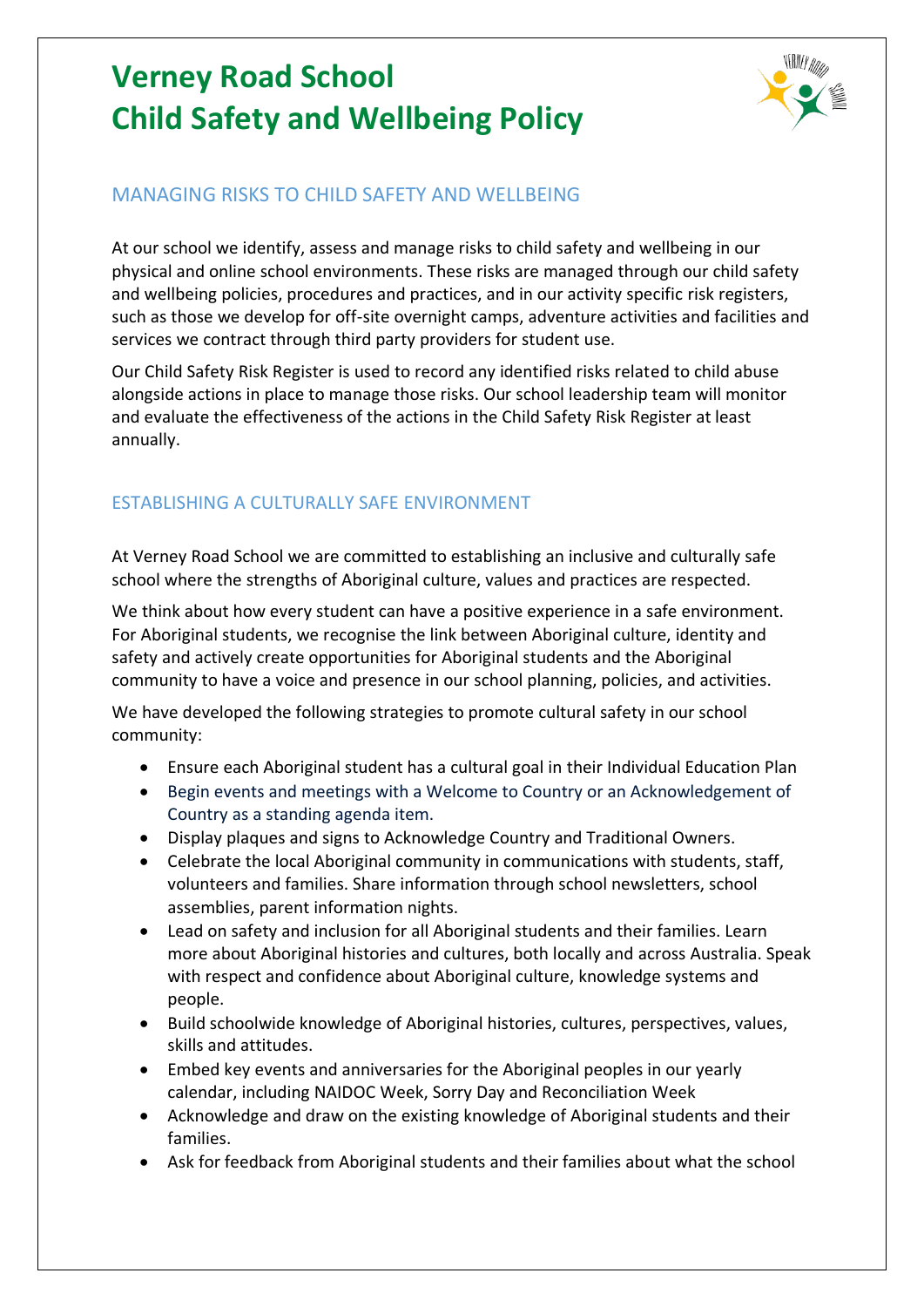# Verney Road School
# Child Safety and Wellbeing Policy

## MANAGING RISKS TO CHILD SAFETY AND WELLBEING

At our school we identify, assess and manage risks to child safety and wellbeing in our physical and online school environments. These risks are managed through our child safety and wellbeing policies, procedures and practices, and in our activity specific risk registers, such as those we develop for off-site overnight camps, adventure activities and facilities and services we contract through third party providers for student use.

Our Child Safety Risk Register is used to record any identified risks related to child abuse alongside actions in place to manage those risks. Our school leadership team will monitor and evaluate the effectiveness of the actions in the Child Safety Risk Register at least annually.

## ESTABLISHING A CULTURALLY SAFE ENVIRONMENT

At Verney Road School we are committed to establishing an inclusive and culturally safe school where the strengths of Aboriginal culture, values and practices are respected.

We think about how every student can have a positive experience in a safe environment. For Aboriginal students, we recognise the link between Aboriginal culture, identity and safety and actively create opportunities for Aboriginal students and the Aboriginal community to have a voice and presence in our school planning, policies, and activities.

We have developed the following strategies to promote cultural safety in our school community:

- Ensure each Aboriginal student has a cultural goal in their Individual Education Plan
- Begin events and meetings with a Welcome to Country or an Acknowledgement of Country as a standing agenda item.
- Display plaques and signs to Acknowledge Country and Traditional Owners.
- Celebrate the local Aboriginal community in communications with students, staff, volunteers and families. Share information through school newsletters, school assemblies, parent information nights.
- Lead on safety and inclusion for all Aboriginal students and their families. Learn more about Aboriginal histories and cultures, both locally and across Australia. Speak with respect and confidence about Aboriginal culture, knowledge systems and people.
- Build schoolwide knowledge of Aboriginal histories, cultures, perspectives, values, skills and attitudes.
- Embed key events and anniversaries for the Aboriginal peoples in our yearly calendar, including NAIDOC Week, Sorry Day and Reconciliation Week
- Acknowledge and draw on the existing knowledge of Aboriginal students and their families.
- Ask for feedback from Aboriginal students and their families about what the school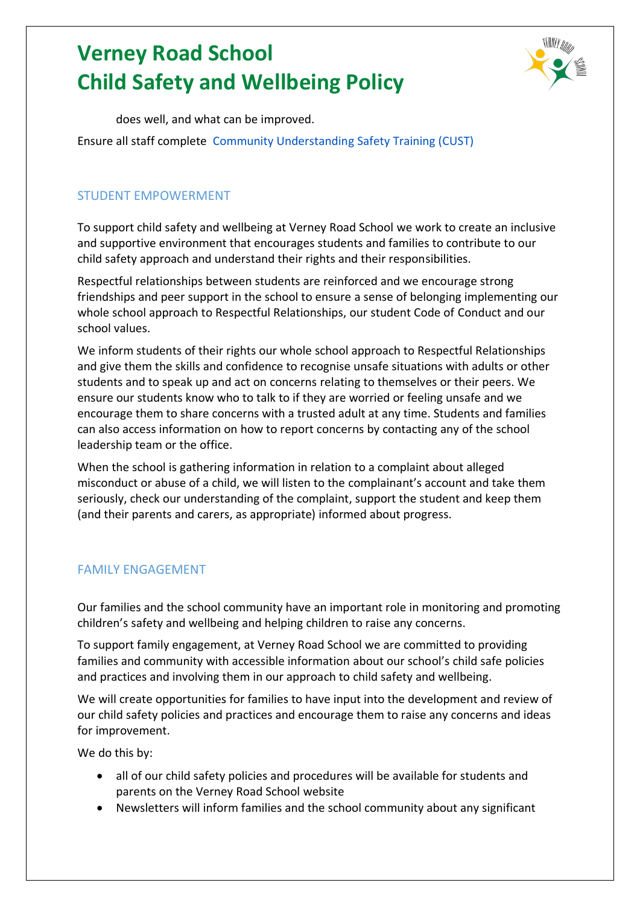does well, and what can be improved.

Ensure all staff complete Community Understanding Safety Training (CUST)

## STUDENT EMPOWERMENT

To support child safety and wellbeing at Verney Road School we work to create an inclusive and supportive environment that encourages students and families to contribute to our child safety approach and understand their rights and their responsibilities.

Respectful relationships between students are reinforced and we encourage strong friendships and peer support in the school to ensure a sense of belonging implementing our whole school approach to Respectful Relationships, our student Code of Conduct and our school values.

We inform students of their rights our whole school approach to Respectful Relationships and give them the skills and confidence to recognise unsafe situations with adults or other students and to speak up and act on concerns relating to themselves or their peers. We ensure our students know who to talk to if they are worried or feeling unsafe and we encourage them to share concerns with a trusted adult at any time. Students and families can also access information on how to report concerns by contacting any of the school leadership team or the office.

When the school is gathering information in relation to a complaint about alleged misconduct or abuse of a child, we will listen to the complainant's account and take them seriously, check our understanding of the complaint, support the student and keep them (and their parents and carers, as appropriate) informed about progress.

## FAMILY ENGAGEMENT

Our families and the school community have an important role in monitoring and promoting children's safety and wellbeing and helping children to raise any concerns.

To support family engagement, at Verney Road School we are committed to providing families and community with accessible information about our school's child safe policies and practices and involving them in our approach to child safety and wellbeing.

We will create opportunities for families to have input into the development and review of our child safety policies and practices and encourage them to raise any concerns and ideas for improvement.

We do this by:

- all of our child safety policies and procedures will be available for students and parents on the Verney Road School website
- Newsletters will inform families and the school community about any significant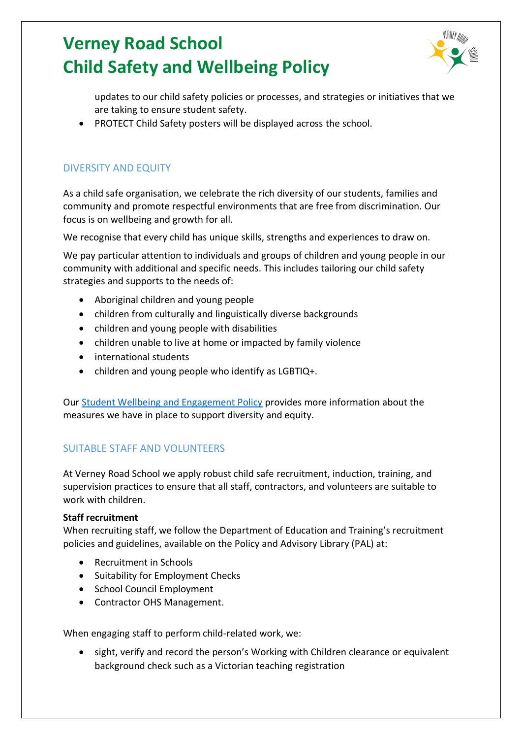updates to our child safety policies or processes, and strategies or initiatives that we are taking to ensure student safety.

- PROTECT Child Safety posters will be displayed across the school.

## DIVERSITY AND EQUITY

As a child safe organisation, we celebrate the rich diversity of our students, families and community and promote respectful environments that are free from discrimination. Our focus is on wellbeing and growth for all.

We recognise that every child has unique skills, strengths and experiences to draw on.

We pay particular attention to individuals and groups of children and young people in our community with additional and specific needs. This includes tailoring our child safety strategies and supports to the needs of:

- Aboriginal children and young people
- children from culturally and linguistically diverse backgrounds
- children and young people with disabilities
- children unable to live at home or impacted by family violence
- international students
- children and young people who identify as LGBTIQ+.

Our Student Wellbeing and Engagement Policy provides more information about the measures we have in place to support diversity and equity.

## SUITABLE STAFF AND VOLUNTEERS

At Verney Road School we apply robust child safe recruitment, induction, training, and supervision practices to ensure that all staff, contractors, and volunteers are suitable to work with children.

**Staff recruitment**

When recruiting staff, we follow the Department of Education and Training's recruitment policies and guidelines, available on the Policy and Advisory Library (PAL) at:

- Recruitment in Schools
- Suitability for Employment Checks
- School Council Employment
- Contractor OHS Management.

When engaging staff to perform child-related work, we:

- sight, verify and record the person's Working with Children clearance or equivalent background check such as a Victorian teaching registration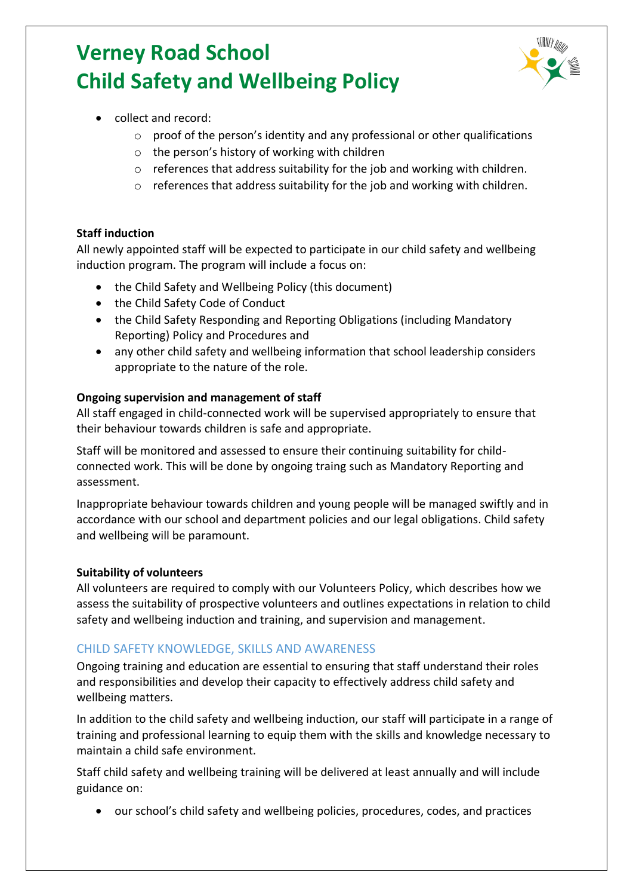- collect and record:
    - proof of the person's identity and any professional or other qualifications
    - the person's history of working with children
    - references that address suitability for the job and working with children.
    - references that address suitability for the job and working with children.

**Staff induction**

All newly appointed staff will be expected to participate in our child safety and wellbeing induction program. The program will include a focus on:

- the Child Safety and Wellbeing Policy (this document)
- the Child Safety Code of Conduct
- the Child Safety Responding and Reporting Obligations (including Mandatory Reporting) Policy and Procedures and
- any other child safety and wellbeing information that school leadership considers appropriate to the nature of the role.

**Ongoing supervision and management of staff**

All staff engaged in child-connected work will be supervised appropriately to ensure that their behaviour towards children is safe and appropriate.

Staff will be monitored and assessed to ensure their continuing suitability for child-connected work. This will be done by ongoing traing such as Mandatory Reporting and assessment.

Inappropriate behaviour towards children and young people will be managed swiftly and in accordance with our school and department policies and our legal obligations. Child safety and wellbeing will be paramount.

**Suitability of volunteers**

All volunteers are required to comply with our Volunteers Policy, which describes how we assess the suitability of prospective volunteers and outlines expectations in relation to child safety and wellbeing induction and training, and supervision and management.

## CHILD SAFETY KNOWLEDGE, SKILLS AND AWARENESS

Ongoing training and education are essential to ensuring that staff understand their roles and responsibilities and develop their capacity to effectively address child safety and wellbeing matters.

In addition to the child safety and wellbeing induction, our staff will participate in a range of training and professional learning to equip them with the skills and knowledge necessary to maintain a child safe environment.

Staff child safety and wellbeing training will be delivered at least annually and will include guidance on:

- our school's child safety and wellbeing policies, procedures, codes, and practices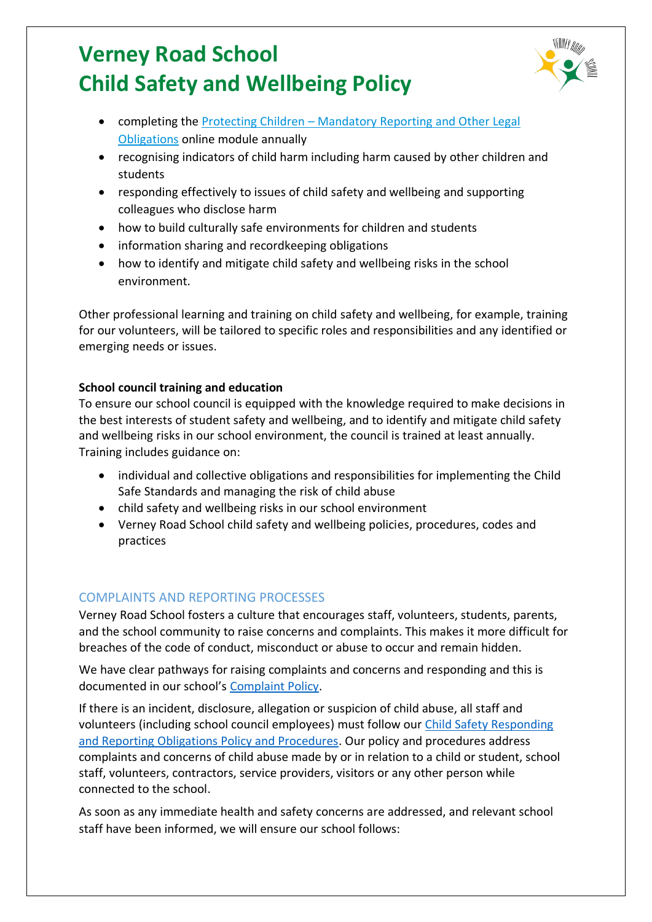- completing the [Protecting Children – Mandatory Reporting and Other Legal Obligations]() online module annually
- recognising indicators of child harm including harm caused by other children and students
- responding effectively to issues of child safety and wellbeing and supporting colleagues who disclose harm
- how to build culturally safe environments for children and students
- information sharing and recordkeeping obligations
- how to identify and mitigate child safety and wellbeing risks in the school environment.

Other professional learning and training on child safety and wellbeing, for example, training for our volunteers, will be tailored to specific roles and responsibilities and any identified or emerging needs or issues.

**School council training and education**

To ensure our school council is equipped with the knowledge required to make decisions in the best interests of student safety and wellbeing, and to identify and mitigate child safety and wellbeing risks in our school environment, the council is trained at least annually. Training includes guidance on:

- individual and collective obligations and responsibilities for implementing the Child Safe Standards and managing the risk of child abuse
- child safety and wellbeing risks in our school environment
- Verney Road School child safety and wellbeing policies, procedures, codes and practices

## COMPLAINTS AND REPORTING PROCESSES

Verney Road School fosters a culture that encourages staff, volunteers, students, parents, and the school community to raise concerns and complaints. This makes it more difficult for breaches of the code of conduct, misconduct or abuse to occur and remain hidden.

We have clear pathways for raising complaints and concerns and responding and this is documented in our school's [Complaint Policy]().

If there is an incident, disclosure, allegation or suspicion of child abuse, all staff and volunteers (including school council employees) must follow our [Child Safety Responding and Reporting Obligations Policy and Procedures](). Our policy and procedures address complaints and concerns of child abuse made by or in relation to a child or student, school staff, volunteers, contractors, service providers, visitors or any other person while connected to the school.

As soon as any immediate health and safety concerns are addressed, and relevant school staff have been informed, we will ensure our school follows: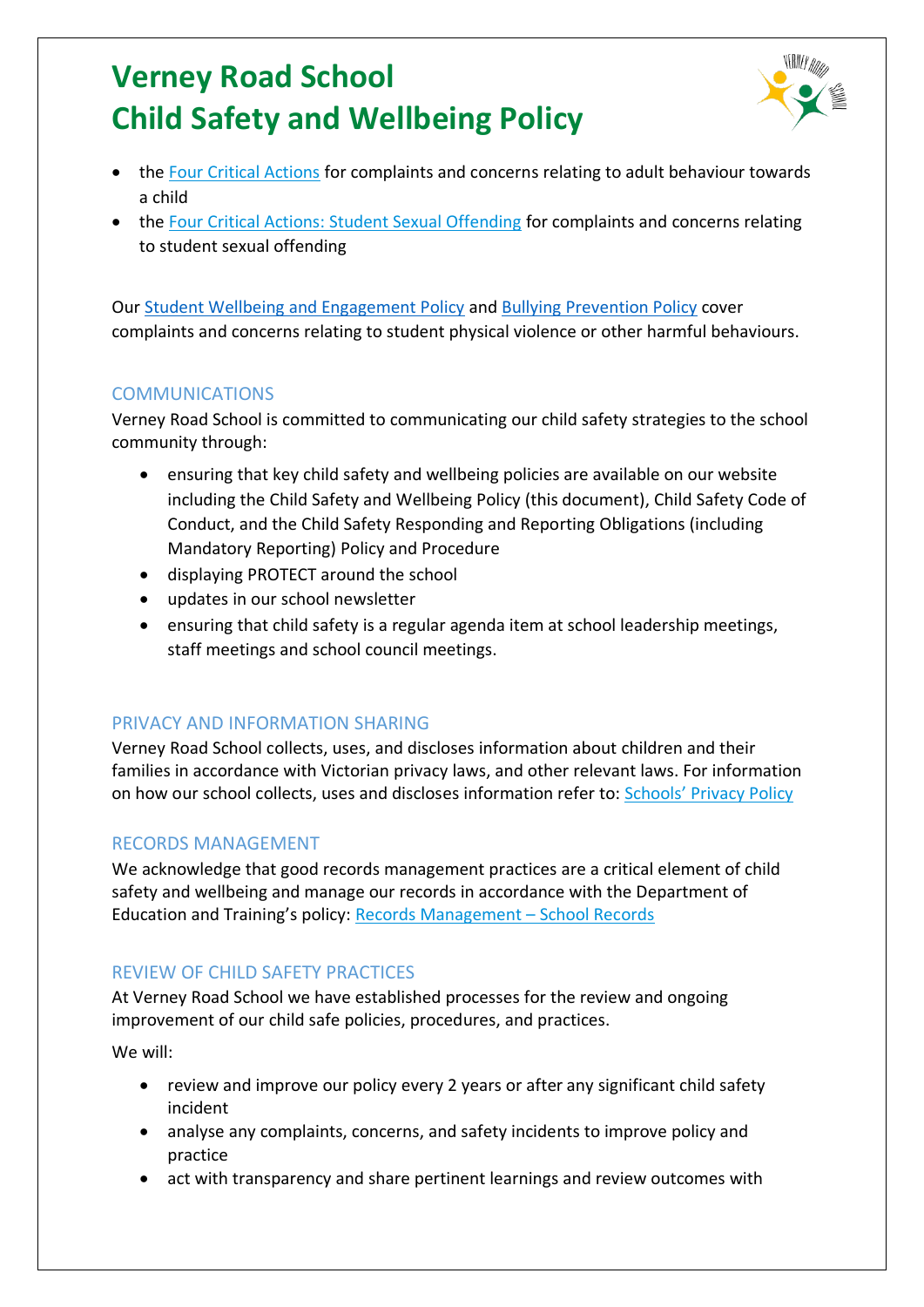# Verney Road School
# Child Safety and Wellbeing Policy

- the Four Critical Actions for complaints and concerns relating to adult behaviour towards a child
- the Four Critical Actions: Student Sexual Offending for complaints and concerns relating to student sexual offending

Our Student Wellbeing and Engagement Policy and Bullying Prevention Policy cover complaints and concerns relating to student physical violence or other harmful behaviours.

## COMMUNICATIONS

Verney Road School is committed to communicating our child safety strategies to the school community through:

- ensuring that key child safety and wellbeing policies are available on our website including the Child Safety and Wellbeing Policy (this document), Child Safety Code of Conduct, and the Child Safety Responding and Reporting Obligations (including Mandatory Reporting) Policy and Procedure
- displaying PROTECT around the school
- updates in our school newsletter
- ensuring that child safety is a regular agenda item at school leadership meetings, staff meetings and school council meetings.

## PRIVACY AND INFORMATION SHARING

Verney Road School collects, uses, and discloses information about children and their families in accordance with Victorian privacy laws, and other relevant laws. For information on how our school collects, uses and discloses information refer to: Schools' Privacy Policy

## RECORDS MANAGEMENT

We acknowledge that good records management practices are a critical element of child safety and wellbeing and manage our records in accordance with the Department of Education and Training's policy: Records Management – School Records

## REVIEW OF CHILD SAFETY PRACTICES

At Verney Road School we have established processes for the review and ongoing improvement of our child safe policies, procedures, and practices.

We will:

- review and improve our policy every 2 years or after any significant child safety incident
- analyse any complaints, concerns, and safety incidents to improve policy and practice
- act with transparency and share pertinent learnings and review outcomes with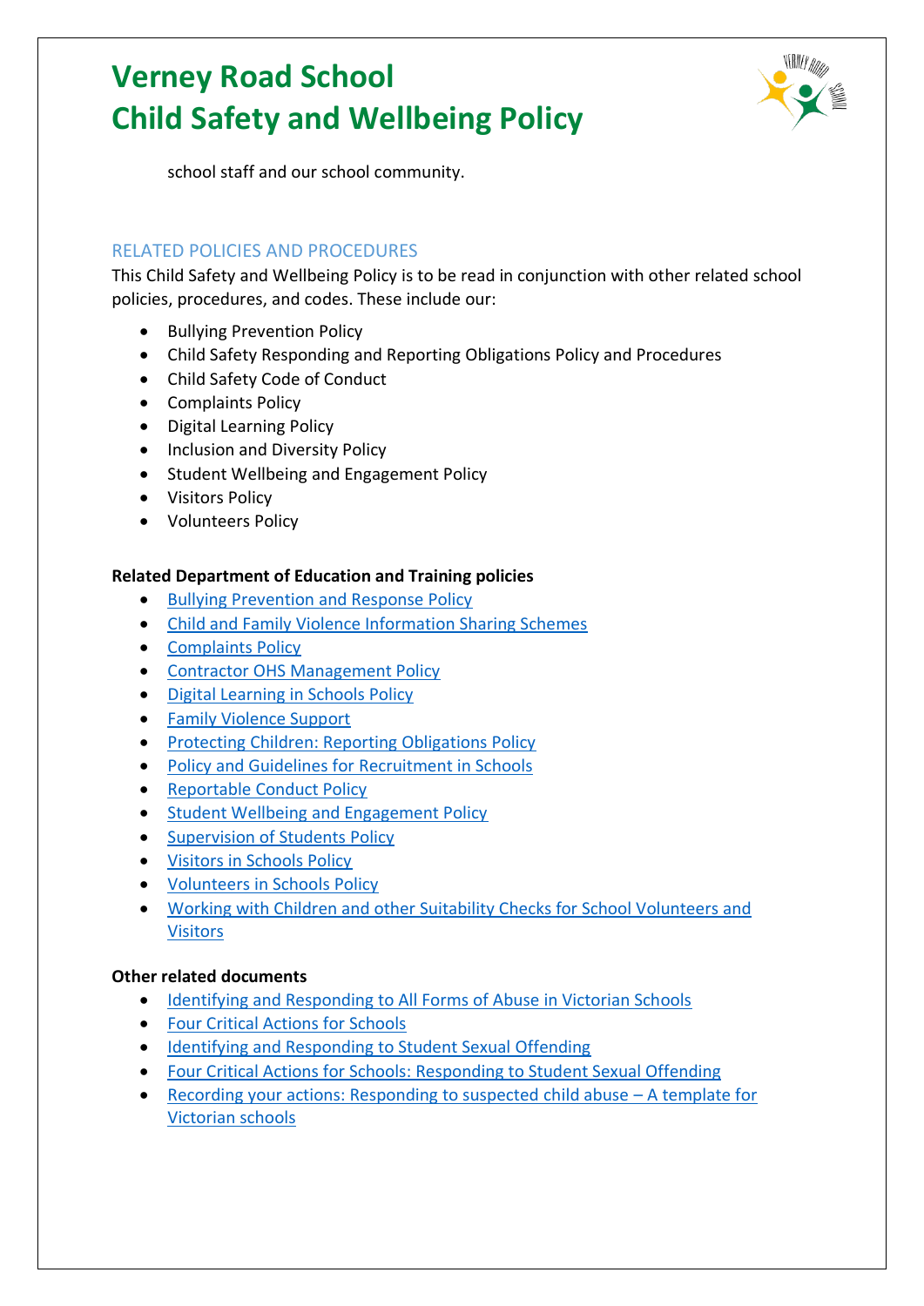school staff and our school community.

## RELATED POLICIES AND PROCEDURES

This Child Safety and Wellbeing Policy is to be read in conjunction with other related school policies, procedures, and codes. These include our:

- Bullying Prevention Policy
- Child Safety Responding and Reporting Obligations Policy and Procedures
- Child Safety Code of Conduct
- Complaints Policy
- Digital Learning Policy
- Inclusion and Diversity Policy
- Student Wellbeing and Engagement Policy
- Visitors Policy
- Volunteers Policy

**Related Department of Education and Training policies**

- Bullying Prevention and Response Policy
- Child and Family Violence Information Sharing Schemes
- Complaints Policy
- Contractor OHS Management Policy
- Digital Learning in Schools Policy
- Family Violence Support
- Protecting Children: Reporting Obligations Policy
- Policy and Guidelines for Recruitment in Schools
- Reportable Conduct Policy
- Student Wellbeing and Engagement Policy
- Supervision of Students Policy
- Visitors in Schools Policy
- Volunteers in Schools Policy
- Working with Children and other Suitability Checks for School Volunteers and Visitors

**Other related documents**

- Identifying and Responding to All Forms of Abuse in Victorian Schools
- Four Critical Actions for Schools
- Identifying and Responding to Student Sexual Offending
- Four Critical Actions for Schools: Responding to Student Sexual Offending
- Recording your actions: Responding to suspected child abuse – A template for Victorian schools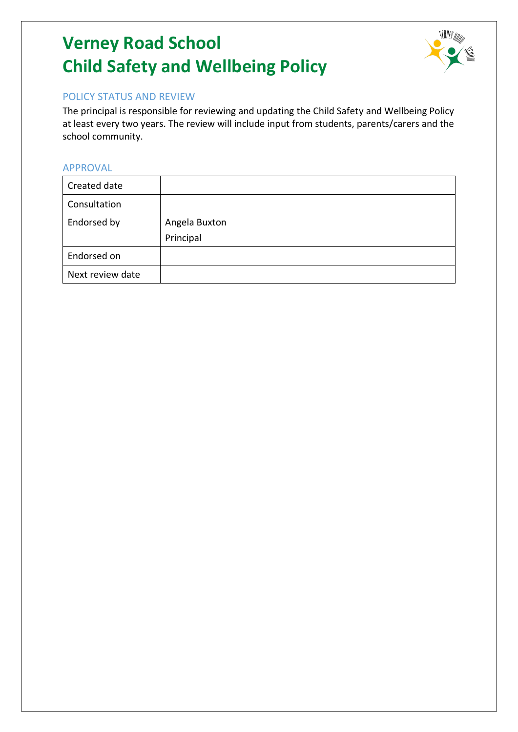# Verney Road School
# Child Safety and Wellbeing Policy

## POLICY STATUS AND REVIEW

The principal is responsible for reviewing and updating the Child Safety and Wellbeing Policy at least every two years. The review will include input from students, parents/carers and the school community.

## APPROVAL

| | |
|---|---|
| Created date | |
| Consultation | |
| Endorsed by | Angela Buxton<br>Principal |
| Endorsed on | |
| Next review date | |